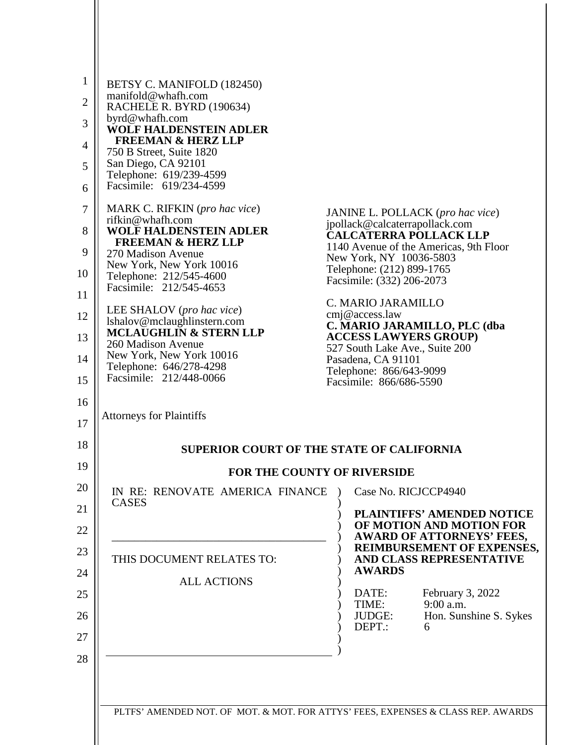BETSY C. MANIFOLD (182450)
manifold@whafh.com
RACHELE R. BYRD (190634)
byrd@whafh.com
**WOLF HALDENSTEIN ADLER FREEMAN & HERZ LLP**
750 B Street, Suite 1820
San Diego, CA 92101
Telephone: 619/239-4599
Facsimile: 619/234-4599

MARK C. RIFKIN (*pro hac vice*)
rifkin@whafh.com
**WOLF HALDENSTEIN ADLER FREEMAN & HERZ LLP**
270 Madison Avenue
New York, New York 10016
Telephone: 212/545-4600
Facsimile: 212/545-4653

LEE SHALOV (*pro hac vice*)
lshalov@mclaughlinstern.com
**MCLAUGHLIN & STERN LLP**
260 Madison Avenue
New York, New York 10016
Telephone: 646/278-4298
Facsimile: 212/448-0066

JANINE L. POLLACK (*pro hac vice*)
jpollack@calcaterrapollack.com
**CALCATERRA POLLACK LLP**
1140 Avenue of the Americas, 9th Floor
New York, NY 10036-5803
Telephone: (212) 899-1765
Facsimile: (332) 206-2073

C. MARIO JARAMILLO
cmj@access.law
**C. MARIO JARAMILLO, PLC (dba ACCESS LAWYERS GROUP)**
527 South Lake Ave., Suite 200
Pasadena, CA 91101
Telephone: 866/643-9099
Facsimile: 866/686-5590

Attorneys for Plaintiffs

**SUPERIOR COURT OF THE STATE OF CALIFORNIA**

**FOR THE COUNTY OF RIVERSIDE**

IN RE: RENOVATE AMERICA FINANCE CASES

THIS DOCUMENT RELATES TO:

ALL ACTIONS

Case No. RICJCCP4940

**PLAINTIFFS' AMENDED NOTICE OF MOTION AND MOTION FOR AWARD OF ATTORNEYS' FEES, REIMBURSEMENT OF EXPENSES, AND CLASS REPRESENTATIVE AWARDS**

DATE: February 3, 2022
TIME: 9:00 a.m.
JUDGE: Hon. Sunshine S. Sykes
DEPT.: 6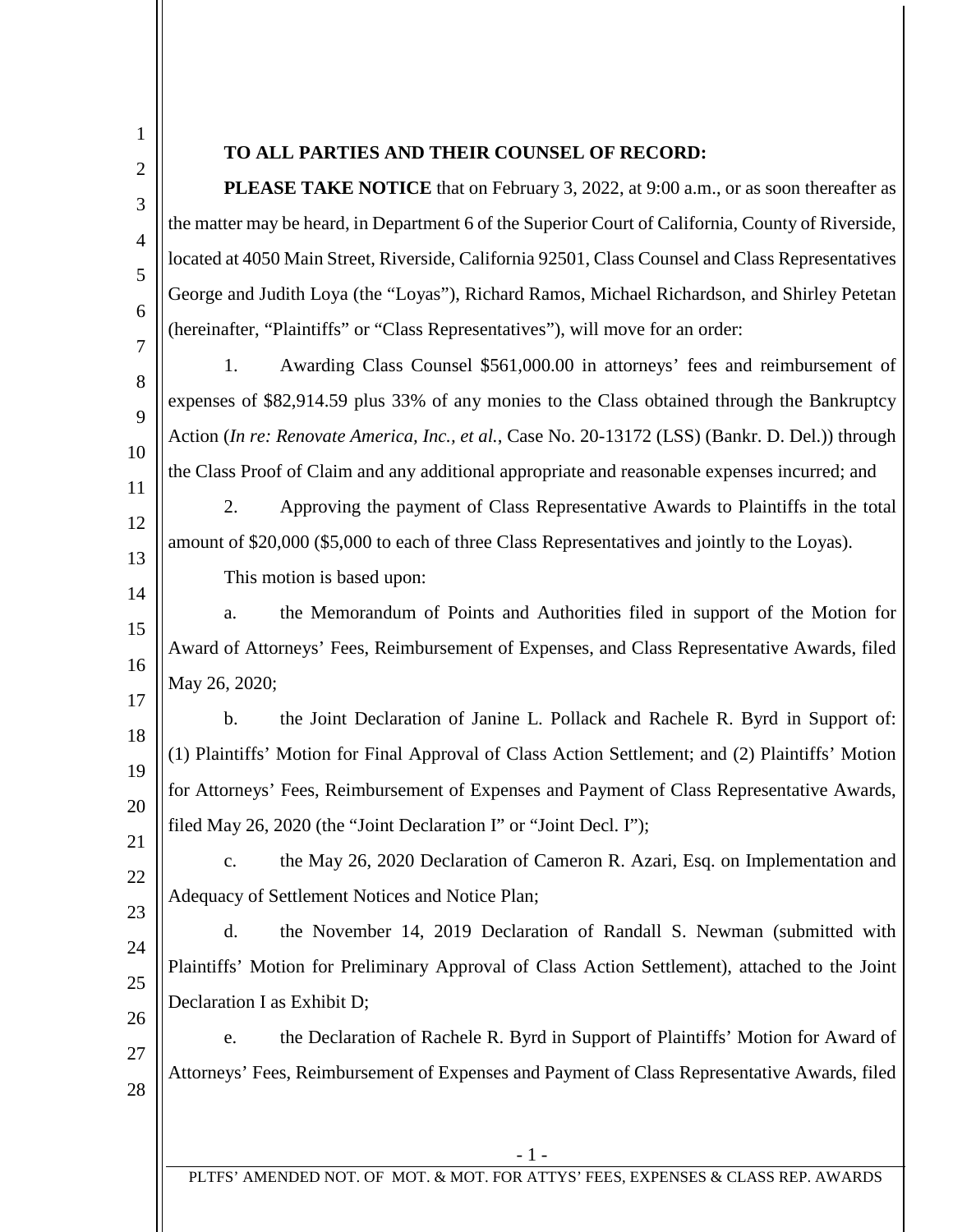**TO ALL PARTIES AND THEIR COUNSEL OF RECORD:**

**PLEASE TAKE NOTICE** that on February 3, 2022, at 9:00 a.m., or as soon thereafter as the matter may be heard, in Department 6 of the Superior Court of California, County of Riverside, located at 4050 Main Street, Riverside, California 92501, Class Counsel and Class Representatives George and Judith Loya (the "Loyas"), Richard Ramos, Michael Richardson, and Shirley Petetan (hereinafter, "Plaintiffs" or "Class Representatives"), will move for an order:

1. Awarding Class Counsel $561,000.00 in attorneys' fees and reimbursement of expenses of $82,914.59 plus 33% of any monies to the Class obtained through the Bankruptcy Action (*In re: Renovate America, Inc., et al.*, Case No. 20-13172 (LSS) (Bankr. D. Del.)) through the Class Proof of Claim and any additional appropriate and reasonable expenses incurred; and

2. Approving the payment of Class Representative Awards to Plaintiffs in the total amount of $20,000 ($5,000 to each of three Class Representatives and jointly to the Loyas).

This motion is based upon:

a. the Memorandum of Points and Authorities filed in support of the Motion for Award of Attorneys' Fees, Reimbursement of Expenses, and Class Representative Awards, filed May 26, 2020;

b. the Joint Declaration of Janine L. Pollack and Rachele R. Byrd in Support of: (1) Plaintiffs' Motion for Final Approval of Class Action Settlement; and (2) Plaintiffs' Motion for Attorneys' Fees, Reimbursement of Expenses and Payment of Class Representative Awards, filed May 26, 2020 (the "Joint Declaration I" or "Joint Decl. I");

c. the May 26, 2020 Declaration of Cameron R. Azari, Esq. on Implementation and Adequacy of Settlement Notices and Notice Plan;

d. the November 14, 2019 Declaration of Randall S. Newman (submitted with Plaintiffs' Motion for Preliminary Approval of Class Action Settlement), attached to the Joint Declaration I as Exhibit D;

e. the Declaration of Rachele R. Byrd in Support of Plaintiffs' Motion for Award of Attorneys' Fees, Reimbursement of Expenses and Payment of Class Representative Awards, filed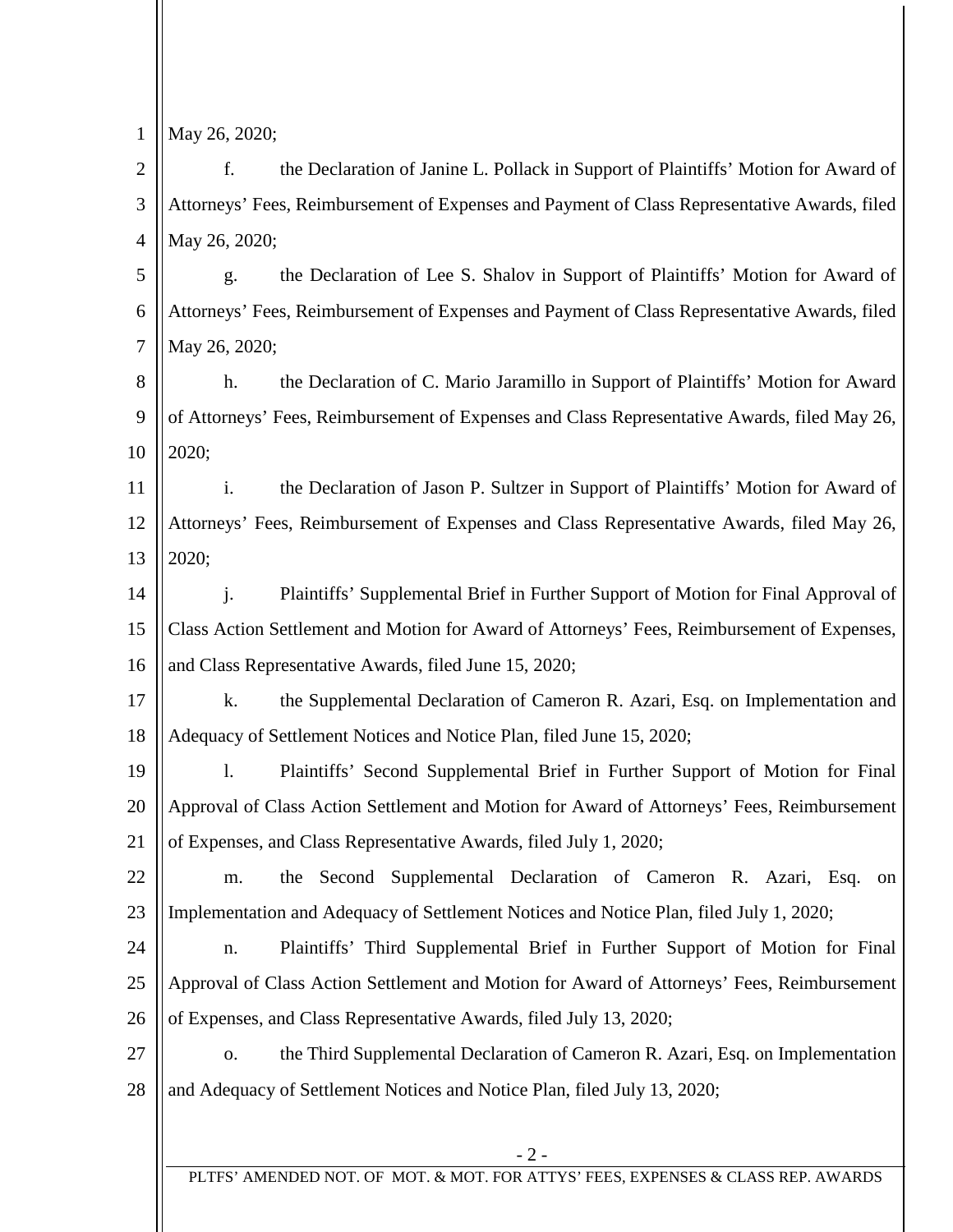May 26, 2020;

f. the Declaration of Janine L. Pollack in Support of Plaintiffs' Motion for Award of Attorneys' Fees, Reimbursement of Expenses and Payment of Class Representative Awards, filed May 26, 2020;

g. the Declaration of Lee S. Shalov in Support of Plaintiffs' Motion for Award of Attorneys' Fees, Reimbursement of Expenses and Payment of Class Representative Awards, filed May 26, 2020;

h. the Declaration of C. Mario Jaramillo in Support of Plaintiffs' Motion for Award of Attorneys' Fees, Reimbursement of Expenses and Class Representative Awards, filed May 26, 2020;

i. the Declaration of Jason P. Sultzer in Support of Plaintiffs' Motion for Award of Attorneys' Fees, Reimbursement of Expenses and Class Representative Awards, filed May 26, 2020;

j. Plaintiffs' Supplemental Brief in Further Support of Motion for Final Approval of Class Action Settlement and Motion for Award of Attorneys' Fees, Reimbursement of Expenses, and Class Representative Awards, filed June 15, 2020;

k. the Supplemental Declaration of Cameron R. Azari, Esq. on Implementation and Adequacy of Settlement Notices and Notice Plan, filed June 15, 2020;

l. Plaintiffs' Second Supplemental Brief in Further Support of Motion for Final Approval of Class Action Settlement and Motion for Award of Attorneys' Fees, Reimbursement of Expenses, and Class Representative Awards, filed July 1, 2020;

m. the Second Supplemental Declaration of Cameron R. Azari, Esq. on Implementation and Adequacy of Settlement Notices and Notice Plan, filed July 1, 2020;

n. Plaintiffs' Third Supplemental Brief in Further Support of Motion for Final Approval of Class Action Settlement and Motion for Award of Attorneys' Fees, Reimbursement of Expenses, and Class Representative Awards, filed July 13, 2020;

o. the Third Supplemental Declaration of Cameron R. Azari, Esq. on Implementation and Adequacy of Settlement Notices and Notice Plan, filed July 13, 2020;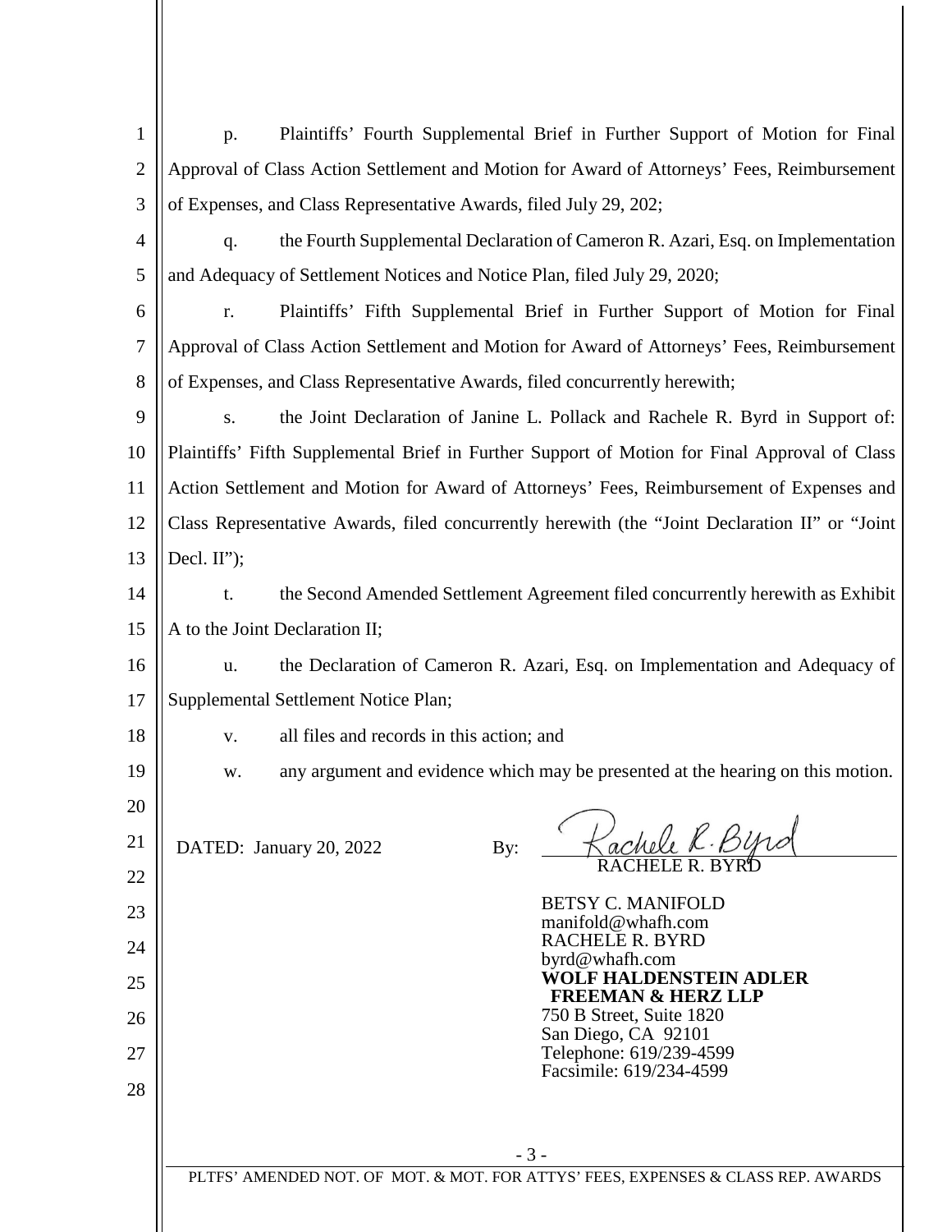p. Plaintiffs' Fourth Supplemental Brief in Further Support of Motion for Final Approval of Class Action Settlement and Motion for Award of Attorneys' Fees, Reimbursement of Expenses, and Class Representative Awards, filed July 29, 202;

q. the Fourth Supplemental Declaration of Cameron R. Azari, Esq. on Implementation and Adequacy of Settlement Notices and Notice Plan, filed July 29, 2020;

r. Plaintiffs' Fifth Supplemental Brief in Further Support of Motion for Final Approval of Class Action Settlement and Motion for Award of Attorneys' Fees, Reimbursement of Expenses, and Class Representative Awards, filed concurrently herewith;

s. the Joint Declaration of Janine L. Pollack and Rachele R. Byrd in Support of: Plaintiffs' Fifth Supplemental Brief in Further Support of Motion for Final Approval of Class Action Settlement and Motion for Award of Attorneys' Fees, Reimbursement of Expenses and Class Representative Awards, filed concurrently herewith (the "Joint Declaration II" or "Joint Decl. II");

t. the Second Amended Settlement Agreement filed concurrently herewith as Exhibit A to the Joint Declaration II;

u. the Declaration of Cameron R. Azari, Esq. on Implementation and Adequacy of Supplemental Settlement Notice Plan;

v. all files and records in this action; and

w. any argument and evidence which may be presented at the hearing on this motion.

DATED: January 20, 2022

By: Rachele R. Byrd
RACHELE R. BYRD

BETSY C. MANIFOLD
manifold@whafh.com
RACHELE R. BYRD
byrd@whafh.com
**WOLF HALDENSTEIN ADLER FREEMAN & HERZ LLP**
750 B Street, Suite 1820
San Diego, CA 92101
Telephone: 619/239-4599
Facsimile: 619/234-4599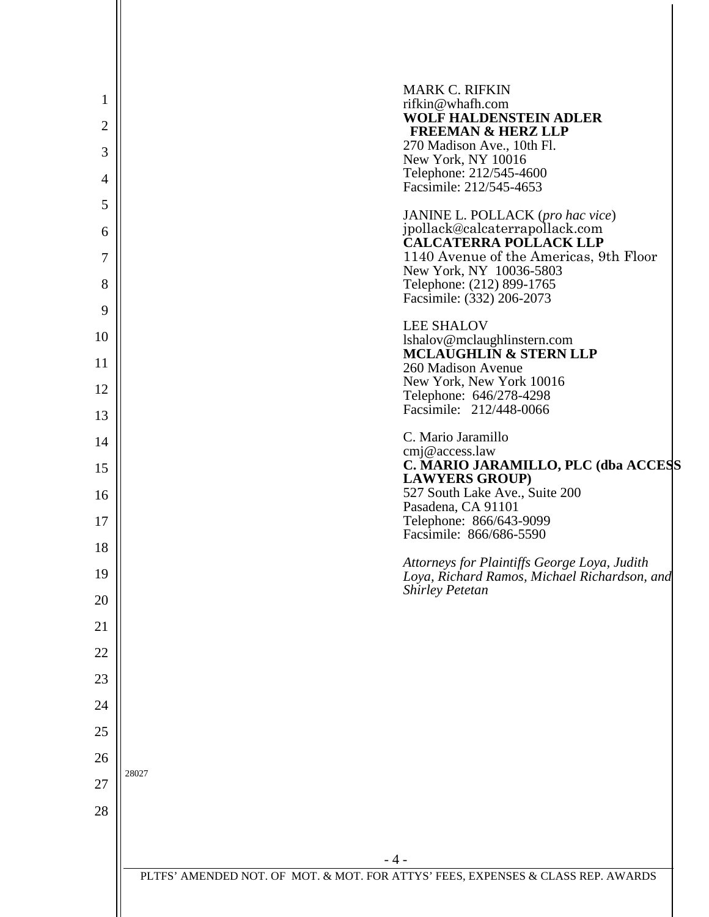MARK C. RIFKIN
rifkin@whafh.com
**WOLF HALDENSTEIN ADLER FREEMAN & HERZ LLP**
270 Madison Ave., 10th Fl.
New York, NY 10016
Telephone: 212/545-4600
Facsimile: 212/545-4653

JANINE L. POLLACK (*pro hac vice*)
jpollack@calcaterrapollack.com
**CALCATERRA POLLACK LLP**
1140 Avenue of the Americas, 9th Floor
New York, NY 10036-5803
Telephone: (212) 899-1765
Facsimile: (332) 206-2073

LEE SHALOV
lshalov@mclaughlinstern.com
**MCLAUGHLIN & STERN LLP**
260 Madison Avenue
New York, New York 10016
Telephone: 646/278-4298
Facsimile: 212/448-0066

C. Mario Jaramillo
cmj@access.law
**C. MARIO JARAMILLO, PLC (dba ACCESS LAWYERS GROUP)**
527 South Lake Ave., Suite 200
Pasadena, CA 91101
Telephone: 866/643-9099
Facsimile: 866/686-5590

*Attorneys for Plaintiffs George Loya, Judith Loya, Richard Ramos, Michael Richardson, and Shirley Petetan*

28027